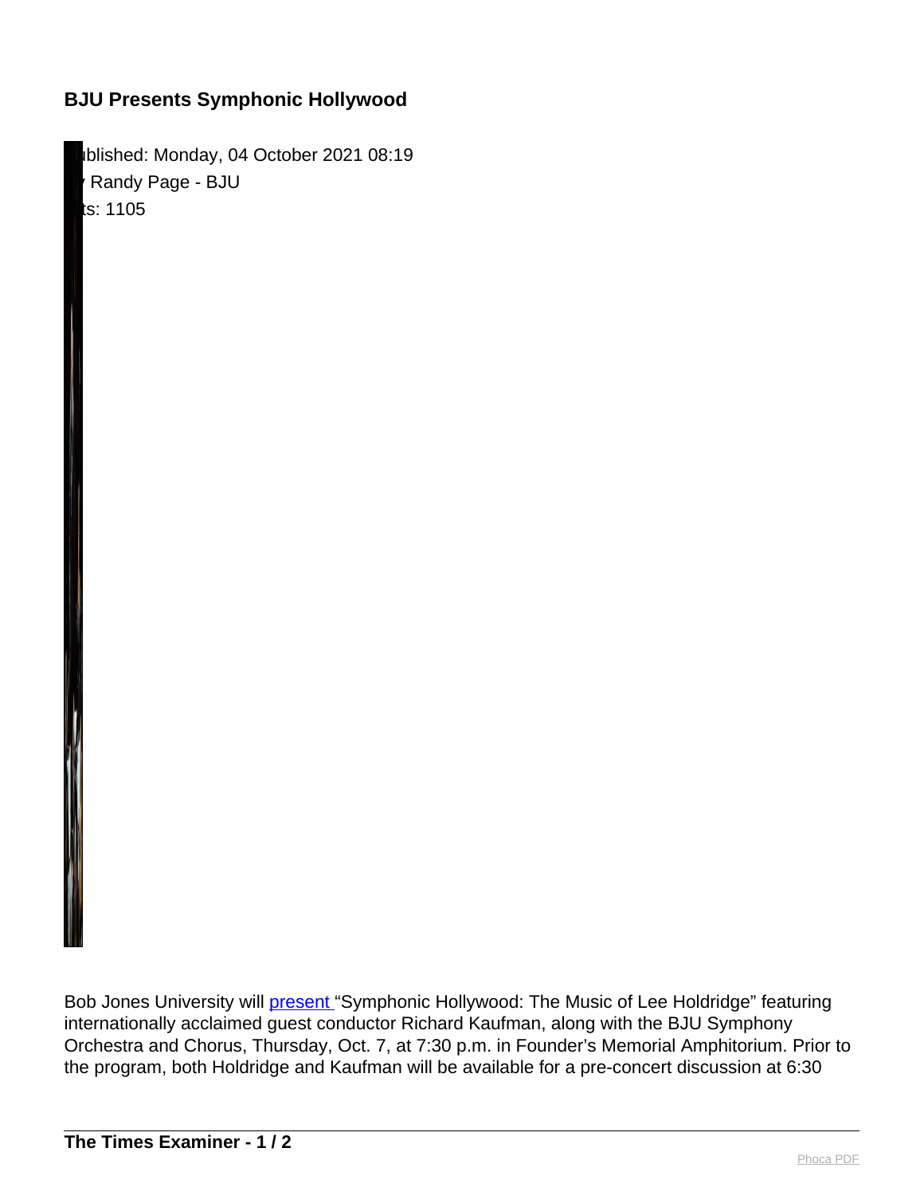# BJU Presents Symphonic Hollywood

ublished: Monday, 04 October 2021 08:19
Randy Page - BJU
ts: 1105

Bob Jones University will present "Symphonic Hollywood: The Music of Lee Holdridge" featuring internationally acclaimed guest conductor Richard Kaufman, along with the BJU Symphony Orchestra and Chorus, Thursday, Oct. 7, at 7:30 p.m. in Founder's Memorial Amphitorium. Prior to the program, both Holdridge and Kaufman will be available for a pre-concert discussion at 6:30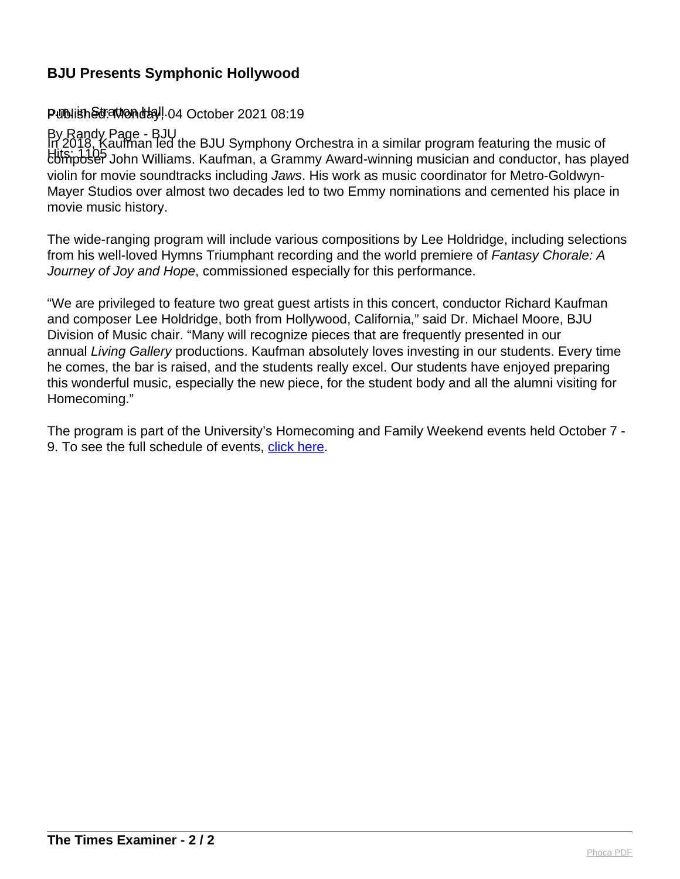## BJU Presents Symphonic Hollywood

p.m. in Stratton Hall.

Published: Monday, 04 October 2021 08:19

By Randy Page - BJU

Hits: 1105

In 2018, Kaufman led the BJU Symphony Orchestra in a similar program featuring the music of composer John Williams. Kaufman, a Grammy Award-winning musician and conductor, has played violin for movie soundtracks including *Jaws*. His work as music coordinator for Metro-Goldwyn-Mayer Studios over almost two decades led to two Emmy nominations and cemented his place in movie music history.

The wide-ranging program will include various compositions by Lee Holdridge, including selections from his well-loved Hymns Triumphant recording and the world premiere of *Fantasy Chorale: A Journey of Joy and Hope*, commissioned especially for this performance.

“We are privileged to feature two great guest artists in this concert, conductor Richard Kaufman and composer Lee Holdridge, both from Hollywood, California,” said Dr. Michael Moore, BJU Division of Music chair. “Many will recognize pieces that are frequently presented in our annual *Living Gallery* productions. Kaufman absolutely loves investing in our students. Every time he comes, the bar is raised, and the students really excel. Our students have enjoyed preparing this wonderful music, especially the new piece, for the student body and all the alumni visiting for Homecoming.”

The program is part of the University’s Homecoming and Family Weekend events held October 7 - 9. To see the full schedule of events, click here.